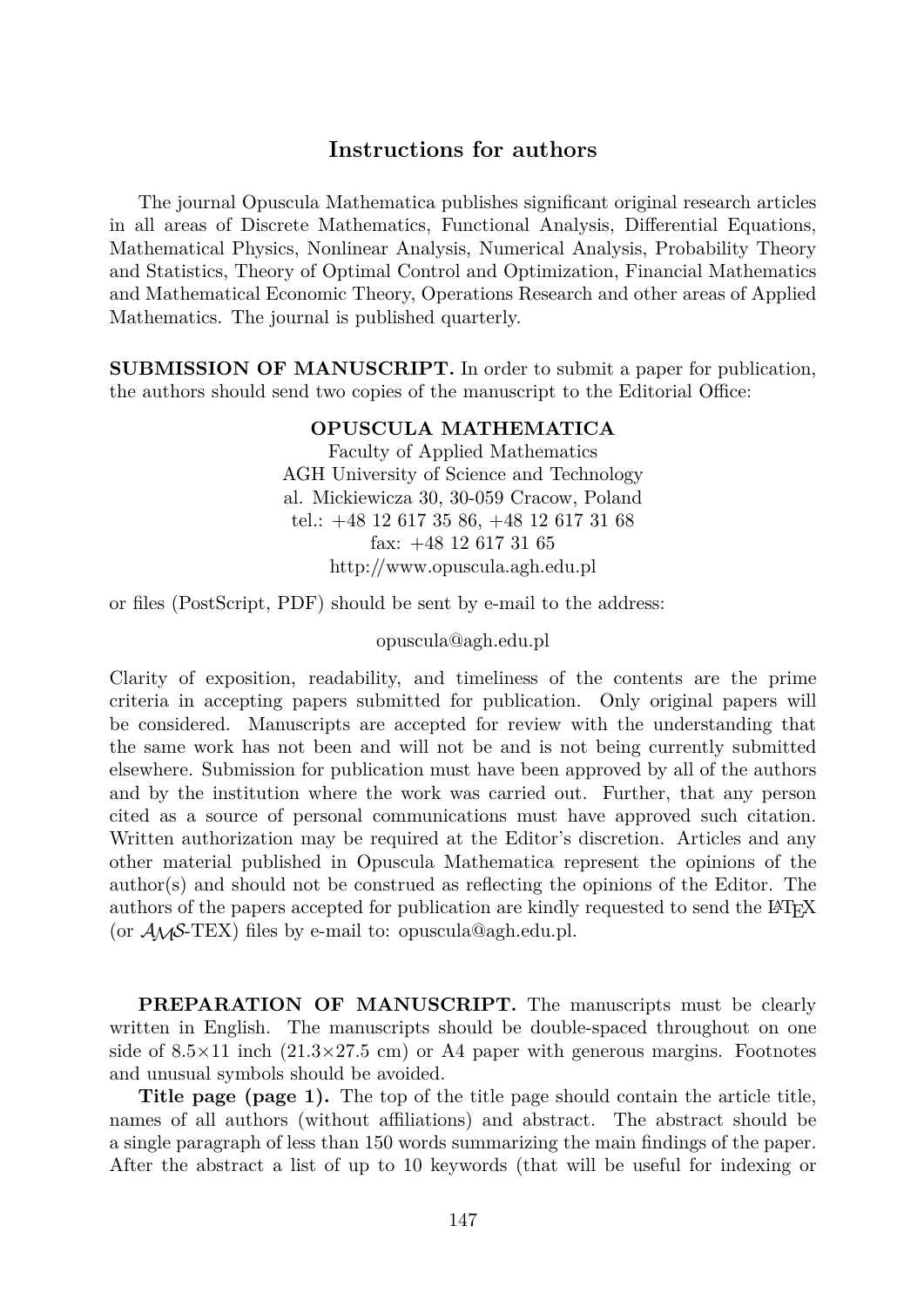# Instructions for authors

The journal Opuscula Mathematica publishes significant original research articles in all areas of Discrete Mathematics, Functional Analysis, Differential Equations, Mathematical Physics, Nonlinear Analysis, Numerical Analysis, Probability Theory and Statistics, Theory of Optimal Control and Optimization, Financial Mathematics and Mathematical Economic Theory, Operations Research and other areas of Applied Mathematics. The journal is published quarterly.

**SUBMISSION OF MANUSCRIPT.** In order to submit a paper for publication, the authors should send two copies of the manuscript to the Editorial Office:

**OPUSCULA MATHEMATICA**  
Faculty of Applied Mathematics  
AGH University of Science and Technology  
al. Mickiewicza 30, 30-059 Cracow, Poland  
tel.: +48 12 617 35 86, +48 12 617 31 68  
fax: +48 12 617 31 65  
http://www.opuscula.agh.edu.pl

or files (PostScript, PDF) should be sent by e-mail to the address:

opuscula@agh.edu.pl

Clarity of exposition, readability, and timeliness of the contents are the prime criteria in accepting papers submitted for publication. Only original papers will be considered. Manuscripts are accepted for review with the understanding that the same work has not been and will not be and is not being currently submitted elsewhere. Submission for publication must have been approved by all of the authors and by the institution where the work was carried out. Further, that any person cited as a source of personal communications must have approved such citation. Written authorization may be required at the Editor's discretion. Articles and any other material published in Opuscula Mathematica represent the opinions of the author(s) and should not be construed as reflecting the opinions of the Editor. The authors of the papers accepted for publication are kindly requested to send the LaTeX (or $\mathcal{AMS}$-TEX) files by e-mail to: opuscula@agh.edu.pl.

**PREPARATION OF MANUSCRIPT.** The manuscripts must be clearly written in English. The manuscripts should be double-spaced throughout on one side of $8.5\times11$ inch ($21.3\times27.5$ cm) or A4 paper with generous margins. Footnotes and unusual symbols should be avoided.

**Title page (page 1).** The top of the title page should contain the article title, names of all authors (without affiliations) and abstract. The abstract should be a single paragraph of less than 150 words summarizing the main findings of the paper. After the abstract a list of up to 10 keywords (that will be useful for indexing or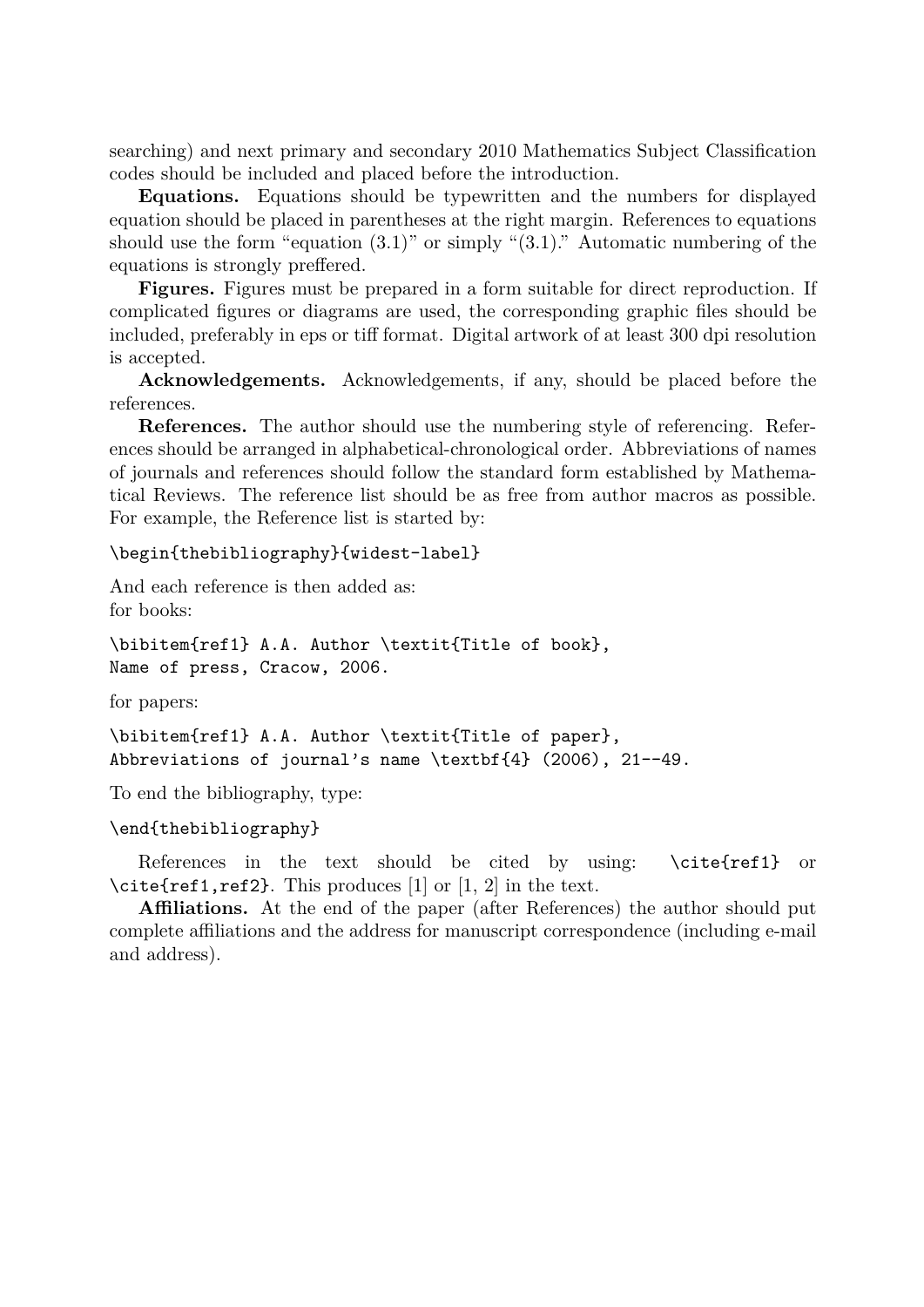searching) and next primary and secondary 2010 Mathematics Subject Classification codes should be included and placed before the introduction.

**Equations.** Equations should be typewritten and the numbers for displayed equation should be placed in parentheses at the right margin. References to equations should use the form "equation (3.1)" or simply "(3.1)." Automatic numbering of the equations is strongly preffered.

**Figures.** Figures must be prepared in a form suitable for direct reproduction. If complicated figures or diagrams are used, the corresponding graphic files should be included, preferably in eps or tiff format. Digital artwork of at least 300 dpi resolution is accepted.

**Acknowledgements.** Acknowledgements, if any, should be placed before the references.

**References.** The author should use the numbering style of referencing. References should be arranged in alphabetical-chronological order. Abbreviations of names of journals and references should follow the standard form established by Mathematical Reviews. The reference list should be as free from author macros as possible. For example, the Reference list is started by:

```
\begin{thebibliography}{widest-label}
```

And each reference is then added as:
for books:

```
\bibitem{ref1} A.A. Author \textit{Title of book},
Name of press, Cracow, 2006.
```

for papers:

```
\bibitem{ref1} A.A. Author \textit{Title of paper},
Abbreviations of journal's name \textbf{4} (2006), 21--49.
```

To end the bibliography, type:

```
\end{thebibliography}
```

References in the text should be cited by using: `\cite{ref1}` or `\cite{ref1,ref2}`. This produces [1] or [1, 2] in the text.

**Affiliations.** At the end of the paper (after References) the author should put complete affiliations and the address for manuscript correspondence (including e-mail and address).